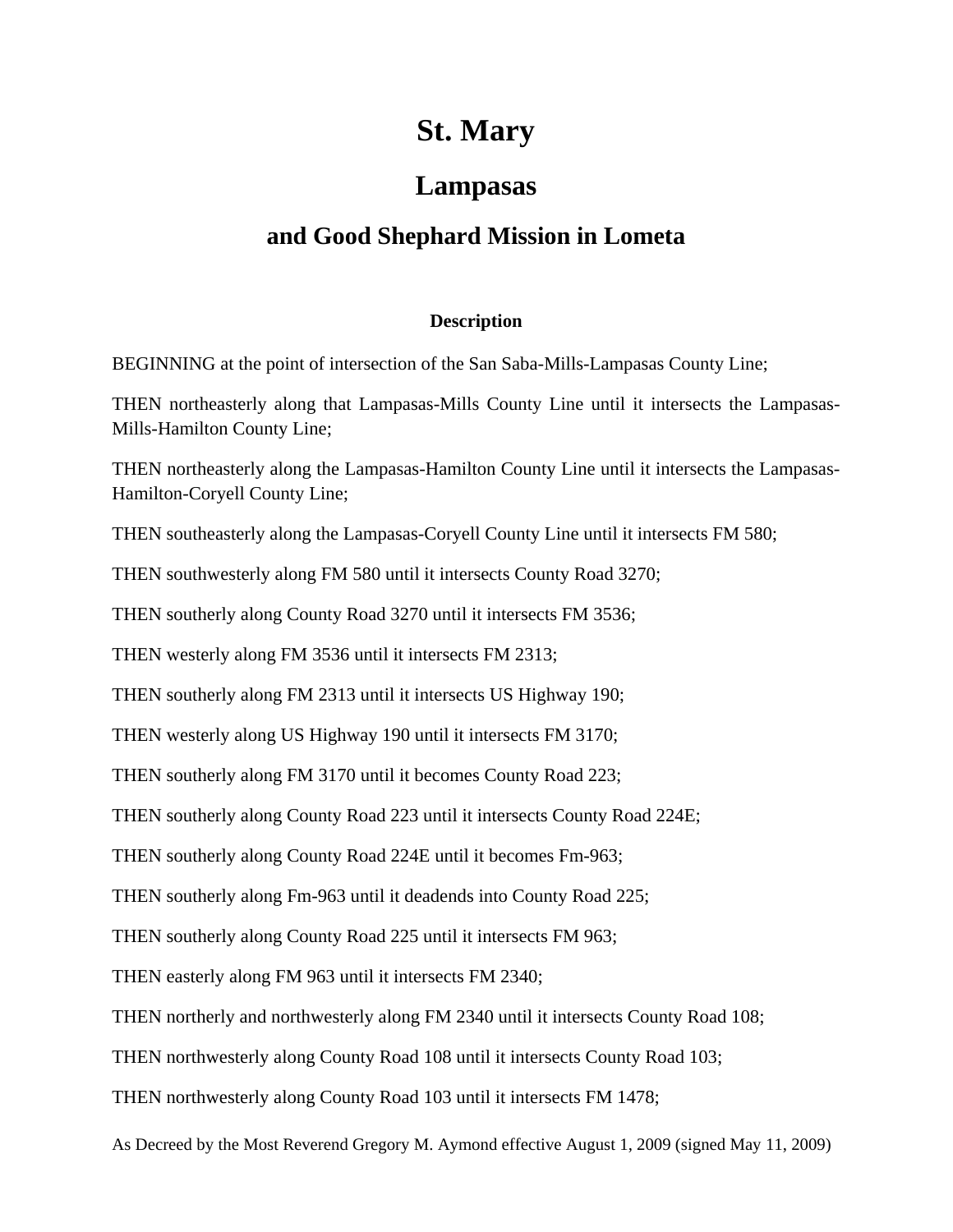# St. Mary

# Lampasas

## and Good Shephard Mission in Lometa

### Description

BEGINNING at the point of intersection of the San Saba-Mills-Lampasas County Line;

THEN northeasterly along that Lampasas-Mills County Line until it intersects the Lampasas-Mills-Hamilton County Line;

THEN northeasterly along the Lampasas-Hamilton County Line until it intersects the Lampasas-Hamilton-Coryell County Line;

THEN southeasterly along the Lampasas-Coryell County Line until it intersects FM 580;

THEN southwesterly along FM 580 until it intersects County Road 3270;

THEN southerly along County Road 3270 until it intersects FM 3536;

THEN westerly along FM 3536 until it intersects FM 2313;

THEN southerly along FM 2313 until it intersects US Highway 190;

THEN westerly along US Highway 190 until it intersects FM 3170;

THEN southerly along FM 3170 until it becomes County Road 223;

THEN southerly along County Road 223 until it intersects County Road 224E;

THEN southerly along County Road 224E until it becomes Fm-963;

THEN southerly along Fm-963 until it deadends into County Road 225;

THEN southerly along County Road 225 until it intersects FM 963;

THEN easterly along FM 963 until it intersects FM 2340;

THEN northerly and northwesterly along FM 2340 until it intersects County Road 108;

THEN northwesterly along County Road 108 until it intersects County Road 103;

THEN northwesterly along County Road 103 until it intersects FM 1478;

As Decreed by the Most Reverend Gregory M. Aymond effective August 1, 2009 (signed May 11, 2009)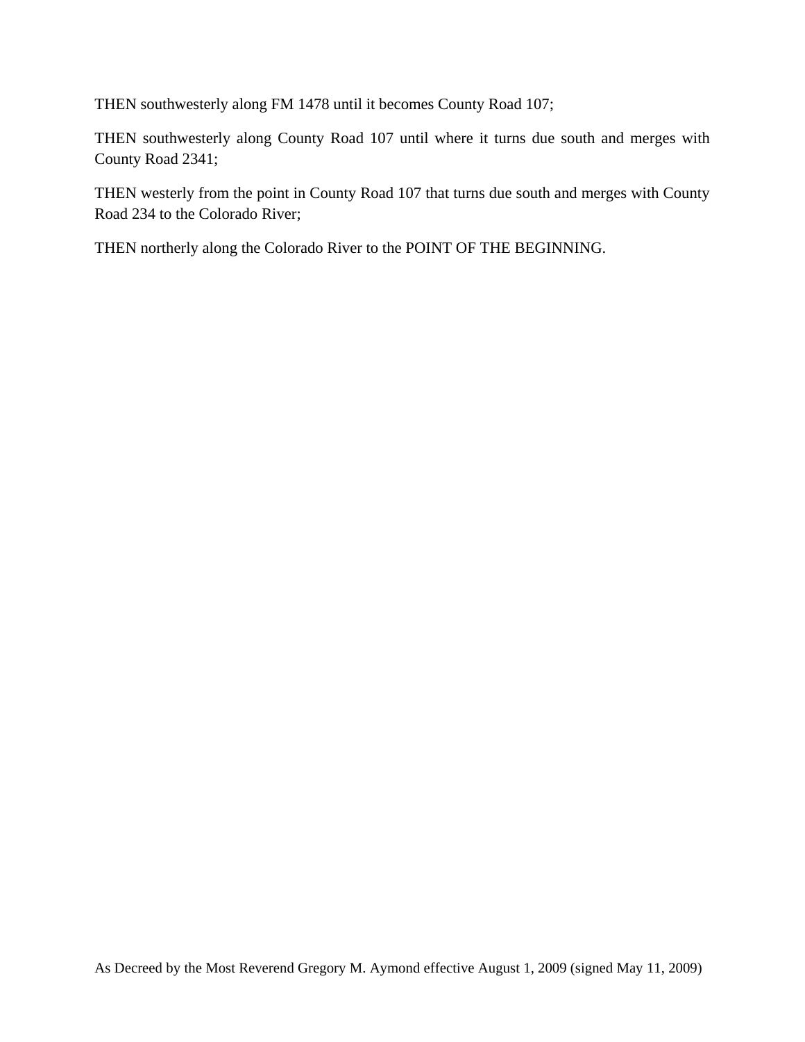THEN southwesterly along FM 1478 until it becomes County Road 107;

THEN southwesterly along County Road 107 until where it turns due south and merges with County Road 2341;

THEN westerly from the point in County Road 107 that turns due south and merges with County Road 234 to the Colorado River;

THEN northerly along the Colorado River to the POINT OF THE BEGINNING.

As Decreed by the Most Reverend Gregory M. Aymond effective August 1, 2009 (signed May 11, 2009)